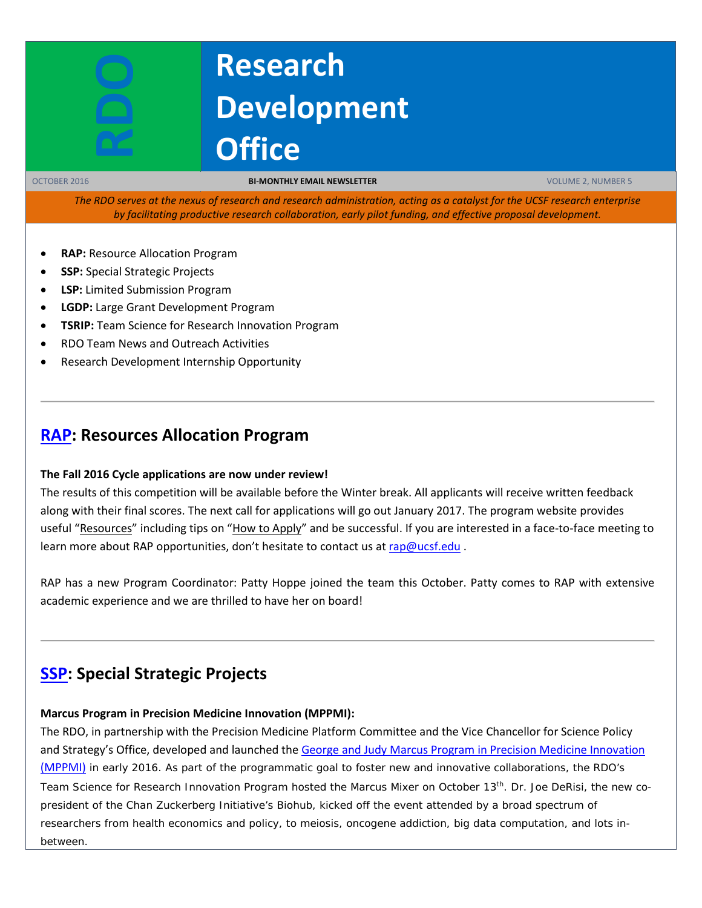# Research Development Office

RDO

OCTOBER 2016 | BI-MONTHLY EMAIL NEWSLETTER | VOLUME 2, NUMBER 5

*The RDO serves at the nexus of research and research administration, acting as a catalyst for the UCSF research enterprise by facilitating productive research collaboration, early pilot funding, and effective proposal development.*

- **RAP:** Resource Allocation Program
- **SSP:** Special Strategic Projects
- **LSP:** Limited Submission Program
- **LGDP:** Large Grant Development Program
- **TSRIP:** Team Science for Research Innovation Program
- RDO Team News and Outreach Activities
- Research Development Internship Opportunity

---

## RAP: Resources Allocation Program

**The Fall 2016 Cycle applications are now under review!**

The results of this competition will be available before the Winter break. All applicants will receive written feedback along with their final scores. The next call for applications will go out January 2017. The program website provides useful "Resources" including tips on "How to Apply" and be successful. If you are interested in a face-to-face meeting to learn more about RAP opportunities, don't hesitate to contact us at rap@ucsf.edu .

RAP has a new Program Coordinator: Patty Hoppe joined the team this October. Patty comes to RAP with extensive academic experience and we are thrilled to have her on board!

---

## SSP: Special Strategic Projects

**Marcus Program in Precision Medicine Innovation (MPPMI):**

The RDO, in partnership with the Precision Medicine Platform Committee and the Vice Chancellor for Science Policy and Strategy's Office, developed and launched the George and Judy Marcus Program in Precision Medicine Innovation (MPPMI) in early 2016. As part of the programmatic goal to foster new and innovative collaborations, the RDO's Team Science for Research Innovation Program hosted the Marcus Mixer on October 13th. Dr. Joe DeRisi, the new co-president of the Chan Zuckerberg Initiative's Biohub, kicked off the event attended by a broad spectrum of researchers from health economics and policy, to meiosis, oncogene addiction, big data computation, and lots in-between.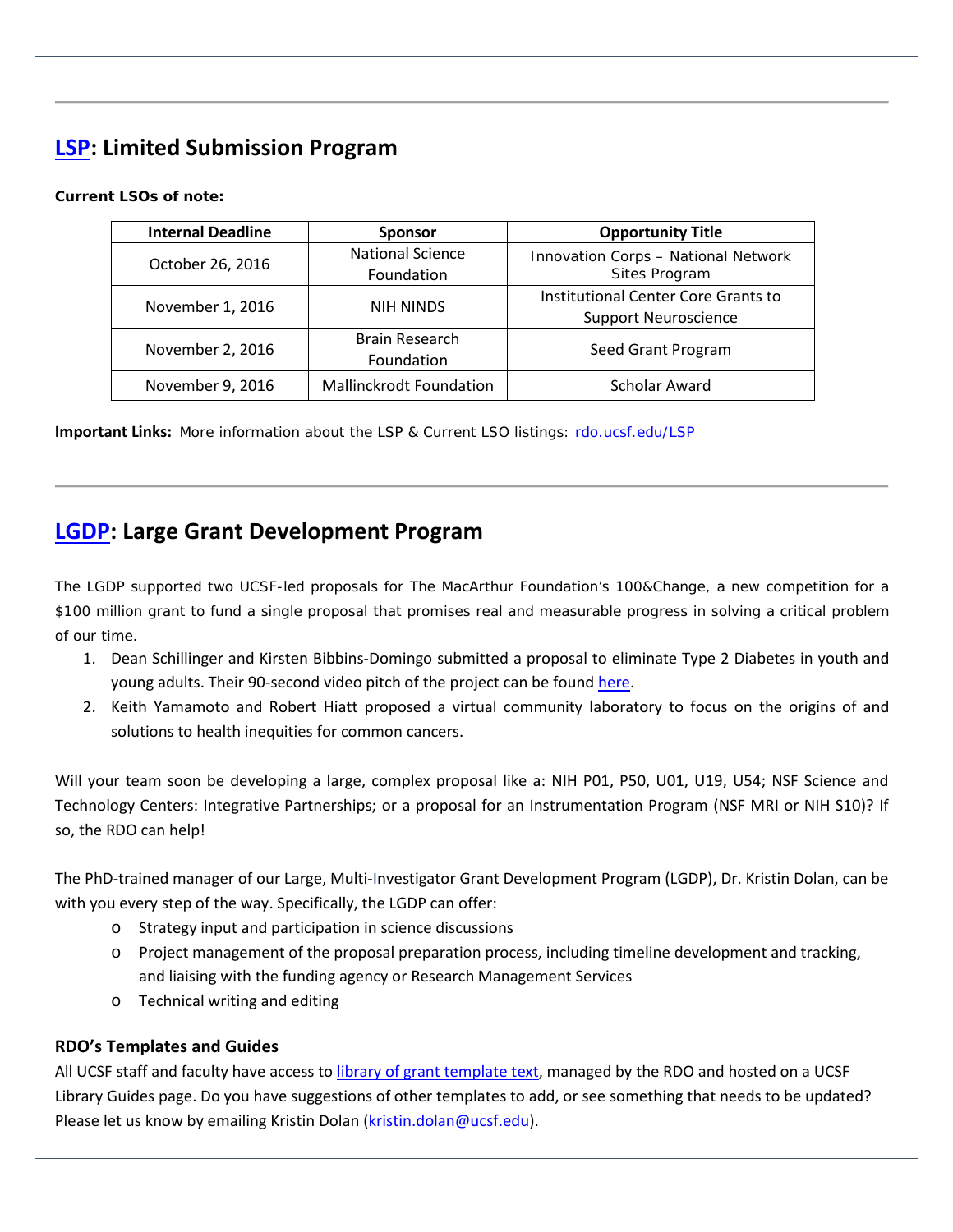## LSP: Limited Submission Program

**Current LSOs of note:**

| Internal Deadline | Sponsor | Opportunity Title |
|---|---|---|
| October 26, 2016 | National Science Foundation | Innovation Corps – National Network Sites Program |
| November 1, 2016 | NIH NINDS | Institutional Center Core Grants to Support Neuroscience |
| November 2, 2016 | Brain Research Foundation | Seed Grant Program |
| November 9, 2016 | Mallinckrodt Foundation | Scholar Award |

**Important Links:** More information about the LSP & Current LSO listings: rdo.ucsf.edu/LSP

## LGDP: Large Grant Development Program

The LGDP supported two UCSF-led proposals for The MacArthur Foundation's 100&Change, a new competition for a $100 million grant to fund a single proposal that promises real and measurable progress in solving a critical problem of our time.

1. Dean Schillinger and Kirsten Bibbins-Domingo submitted a proposal to eliminate Type 2 Diabetes in youth and young adults. Their 90-second video pitch of the project can be found here.
2. Keith Yamamoto and Robert Hiatt proposed a virtual community laboratory to focus on the origins of and solutions to health inequities for common cancers.

Will your team soon be developing a large, complex proposal like a: NIH P01, P50, U01, U19, U54; NSF Science and Technology Centers: Integrative Partnerships; or a proposal for an Instrumentation Program (NSF MRI or NIH S10)? If so, the RDO can help!

The PhD-trained manager of our Large, Multi-Investigator Grant Development Program (LGDP), Dr. Kristin Dolan, can be with you every step of the way. Specifically, the LGDP can offer:

- Strategy input and participation in science discussions
- Project management of the proposal preparation process, including timeline development and tracking, and liaising with the funding agency or Research Management Services
- Technical writing and editing

### RDO's Templates and Guides

All UCSF staff and faculty have access to library of grant template text, managed by the RDO and hosted on a UCSF Library Guides page. Do you have suggestions of other templates to add, or see something that needs to be updated? Please let us know by emailing Kristin Dolan (kristin.dolan@ucsf.edu).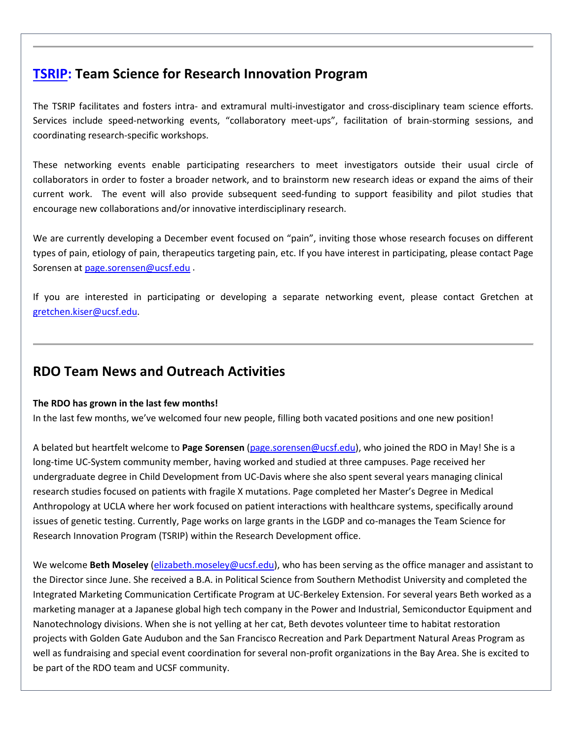---

## [TSRIP](#): Team Science for Research Innovation Program

The TSRIP facilitates and fosters intra- and extramural multi-investigator and cross-disciplinary team science efforts. Services include speed-networking events, "collaboratory meet-ups", facilitation of brain-storming sessions, and coordinating research-specific workshops.

These networking events enable participating researchers to meet investigators outside their usual circle of collaborators in order to foster a broader network, and to brainstorm new research ideas or expand the aims of their current work. The event will also provide subsequent seed-funding to support feasibility and pilot studies that encourage new collaborations and/or innovative interdisciplinary research.

We are currently developing a December event focused on "pain", inviting those whose research focuses on different types of pain, etiology of pain, therapeutics targeting pain, etc. If you have interest in participating, please contact Page Sorensen at page.sorensen@ucsf.edu .

If you are interested in participating or developing a separate networking event, please contact Gretchen at gretchen.kiser@ucsf.edu.

---

## RDO Team News and Outreach Activities

**The RDO has grown in the last few months!**
In the last few months, we've welcomed four new people, filling both vacated positions and one new position!

A belated but heartfelt welcome to **Page Sorensen** (page.sorensen@ucsf.edu), who joined the RDO in May! She is a long-time UC-System community member, having worked and studied at three campuses. Page received her undergraduate degree in Child Development from UC-Davis where she also spent several years managing clinical research studies focused on patients with fragile X mutations. Page completed her Master's Degree in Medical Anthropology at UCLA where her work focused on patient interactions with healthcare systems, specifically around issues of genetic testing. Currently, Page works on large grants in the LGDP and co-manages the Team Science for Research Innovation Program (TSRIP) within the Research Development office.

We welcome **Beth Moseley** (elizabeth.moseley@ucsf.edu), who has been serving as the office manager and assistant to the Director since June. She received a B.A. in Political Science from Southern Methodist University and completed the Integrated Marketing Communication Certificate Program at UC-Berkeley Extension. For several years Beth worked as a marketing manager at a Japanese global high tech company in the Power and Industrial, Semiconductor Equipment and Nanotechnology divisions. When she is not yelling at her cat, Beth devotes volunteer time to habitat restoration projects with Golden Gate Audubon and the San Francisco Recreation and Park Department Natural Areas Program as well as fundraising and special event coordination for several non-profit organizations in the Bay Area. She is excited to be part of the RDO team and UCSF community.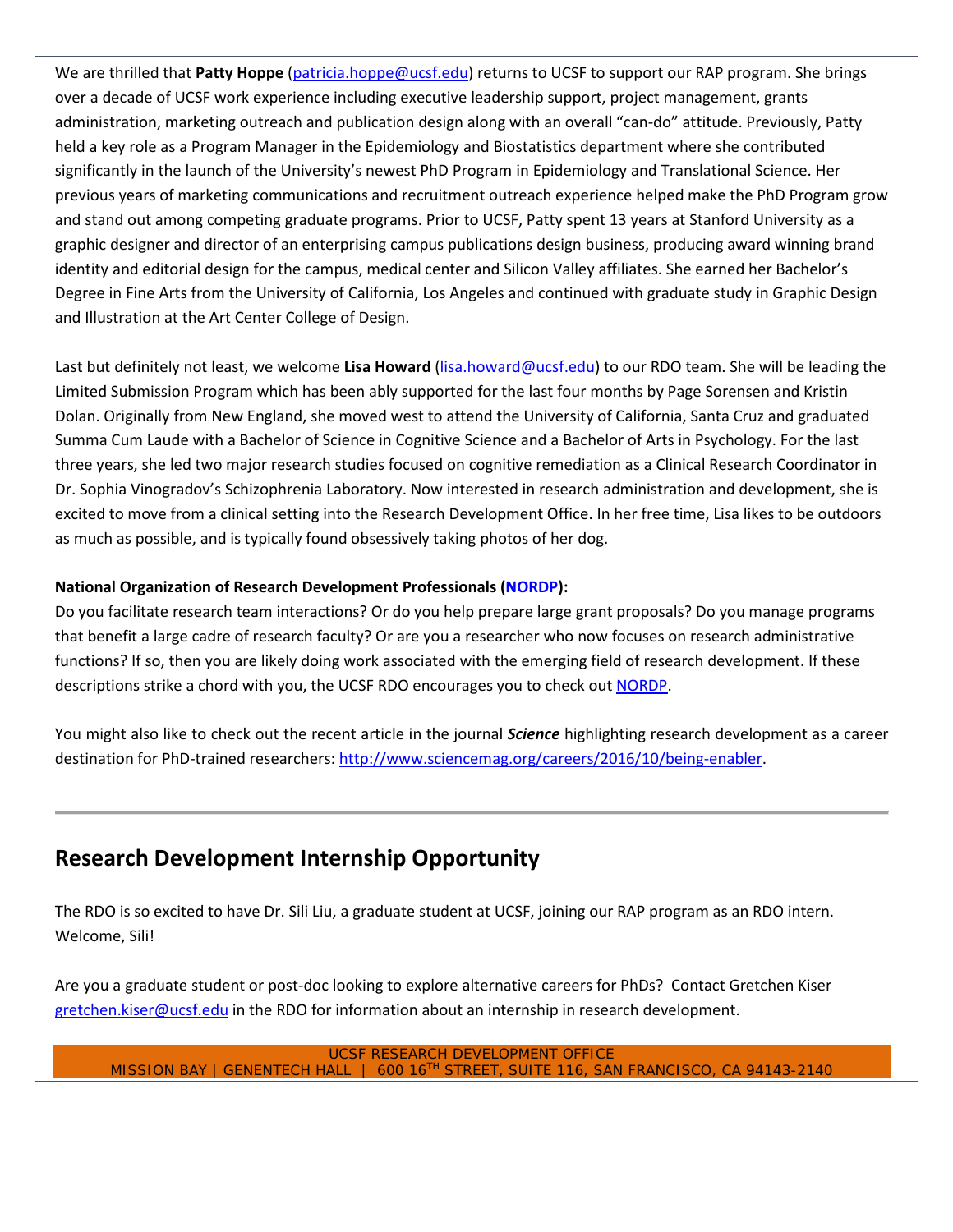We are thrilled that **Patty Hoppe** (patricia.hoppe@ucsf.edu) returns to UCSF to support our RAP program. She brings over a decade of UCSF work experience including executive leadership support, project management, grants administration, marketing outreach and publication design along with an overall "can-do" attitude. Previously, Patty held a key role as a Program Manager in the Epidemiology and Biostatistics department where she contributed significantly in the launch of the University's newest PhD Program in Epidemiology and Translational Science. Her previous years of marketing communications and recruitment outreach experience helped make the PhD Program grow and stand out among competing graduate programs. Prior to UCSF, Patty spent 13 years at Stanford University as a graphic designer and director of an enterprising campus publications design business, producing award winning brand identity and editorial design for the campus, medical center and Silicon Valley affiliates. She earned her Bachelor's Degree in Fine Arts from the University of California, Los Angeles and continued with graduate study in Graphic Design and Illustration at the Art Center College of Design.

Last but definitely not least, we welcome **Lisa Howard** (lisa.howard@ucsf.edu) to our RDO team. She will be leading the Limited Submission Program which has been ably supported for the last four months by Page Sorensen and Kristin Dolan. Originally from New England, she moved west to attend the University of California, Santa Cruz and graduated Summa Cum Laude with a Bachelor of Science in Cognitive Science and a Bachelor of Arts in Psychology. For the last three years, she led two major research studies focused on cognitive remediation as a Clinical Research Coordinator in Dr. Sophia Vinogradov's Schizophrenia Laboratory. Now interested in research administration and development, she is excited to move from a clinical setting into the Research Development Office. In her free time, Lisa likes to be outdoors as much as possible, and is typically found obsessively taking photos of her dog.

**National Organization of Research Development Professionals (NORDP):**

Do you facilitate research team interactions? Or do you help prepare large grant proposals? Do you manage programs that benefit a large cadre of research faculty? Or are you a researcher who now focuses on research administrative functions? If so, then you are likely doing work associated with the emerging field of research development. If these descriptions strike a chord with you, the UCSF RDO encourages you to check out NORDP.

You might also like to check out the recent article in the journal ***Science*** highlighting research development as a career destination for PhD-trained researchers: http://www.sciencemag.org/careers/2016/10/being-enabler.

---

## Research Development Internship Opportunity

The RDO is so excited to have Dr. Sili Liu, a graduate student at UCSF, joining our RAP program as an RDO intern. Welcome, Sili!

Are you a graduate student or post-doc looking to explore alternative careers for PhDs? Contact Gretchen Kiser gretchen.kiser@ucsf.edu in the RDO for information about an internship in research development.

UCSF RESEARCH DEVELOPMENT OFFICE
MISSION BAY | GENENTECH HALL | 600 16TH STREET, SUITE 116, SAN FRANCISCO, CA 94143-2140